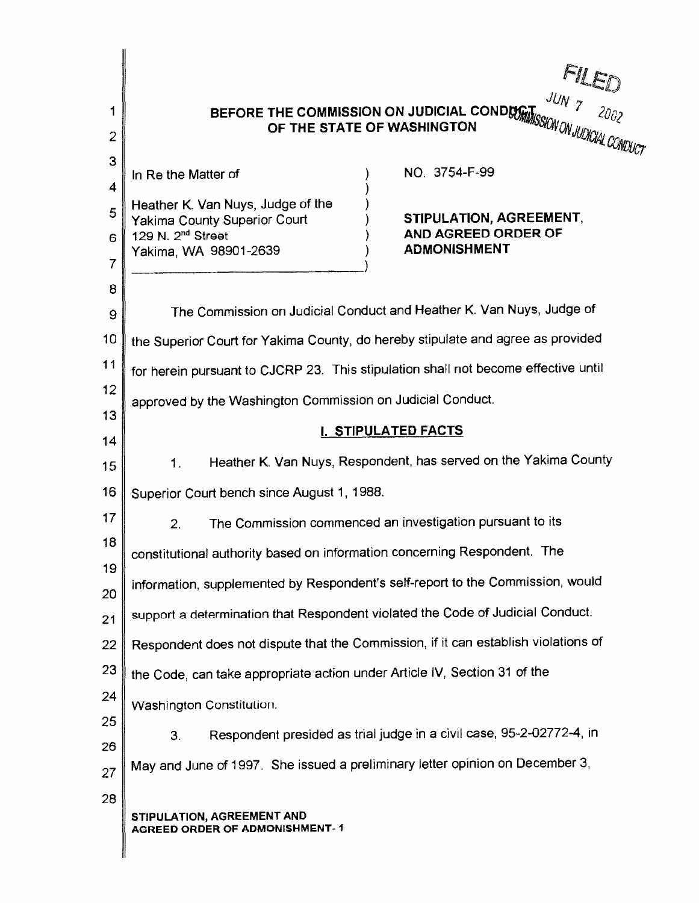FILED
JUN 7 2002
COMMISSION ON JUDICIAL CONDUCT

**BEFORE THE COMMISSION ON JUDICIAL CONDUCT OF THE STATE OF WASHINGTON**

In Re the Matter of

Heather K. Van Nuys, Judge of the Yakima County Superior Court
129 N. 2nd Street
Yakima, WA 98901-2639

NO. 3754-F-99

**STIPULATION, AGREEMENT, AND AGREED ORDER OF ADMONISHMENT**

The Commission on Judicial Conduct and Heather K. Van Nuys, Judge of the Superior Court for Yakima County, do hereby stipulate and agree as provided for herein pursuant to CJCRP 23. This stipulation shall not become effective until approved by the Washington Commission on Judicial Conduct.

## I. STIPULATED FACTS

1. Heather K. Van Nuys, Respondent, has served on the Yakima County Superior Court bench since August 1, 1988.

2. The Commission commenced an investigation pursuant to its constitutional authority based on information concerning Respondent. The information, supplemented by Respondent's self-report to the Commission, would support a determination that Respondent violated the Code of Judicial Conduct. Respondent does not dispute that the Commission, if it can establish violations of the Code, can take appropriate action under Article IV, Section 31 of the Washington Constitution.

3. Respondent presided as trial judge in a civil case, 95-2-02772-4, in May and June of 1997. She issued a preliminary letter opinion on December 3,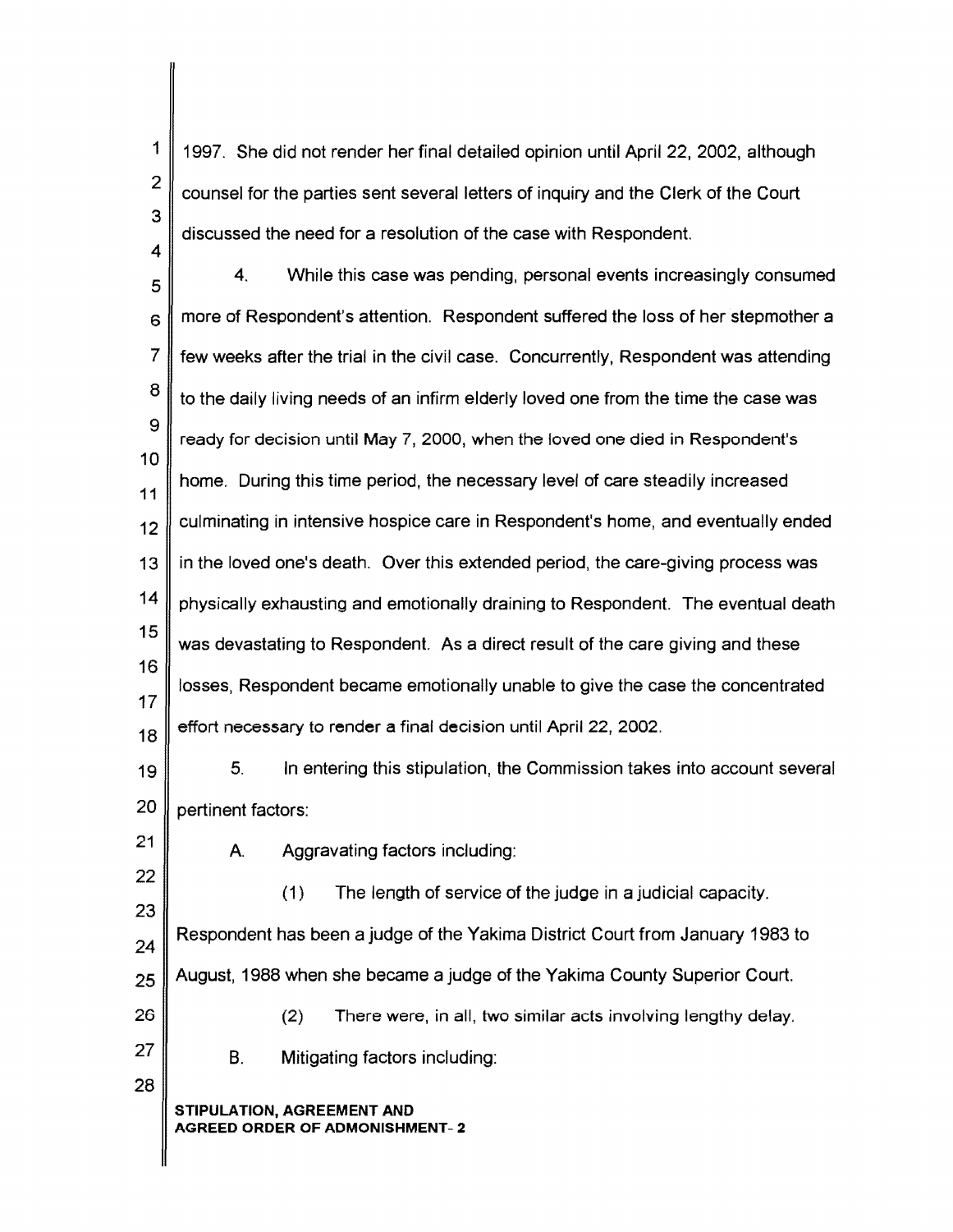1997. She did not render her final detailed opinion until April 22, 2002, although counsel for the parties sent several letters of inquiry and the Clerk of the Court discussed the need for a resolution of the case with Respondent.

4. While this case was pending, personal events increasingly consumed more of Respondent's attention. Respondent suffered the loss of her stepmother a few weeks after the trial in the civil case. Concurrently, Respondent was attending to the daily living needs of an infirm elderly loved one from the time the case was ready for decision until May 7, 2000, when the loved one died in Respondent's home. During this time period, the necessary level of care steadily increased culminating in intensive hospice care in Respondent's home, and eventually ended in the loved one's death. Over this extended period, the care-giving process was physically exhausting and emotionally draining to Respondent. The eventual death was devastating to Respondent. As a direct result of the care giving and these losses, Respondent became emotionally unable to give the case the concentrated effort necessary to render a final decision until April 22, 2002.

5. In entering this stipulation, the Commission takes into account several pertinent factors:

A. Aggravating factors including:

(1) The length of service of the judge in a judicial capacity. Respondent has been a judge of the Yakima District Court from January 1983 to August, 1988 when she became a judge of the Yakima County Superior Court.

(2) There were, in all, two similar acts involving lengthy delay.

B. Mitigating factors including:

**STIPULATION, AGREEMENT AND AGREED ORDER OF ADMONISHMENT- 2**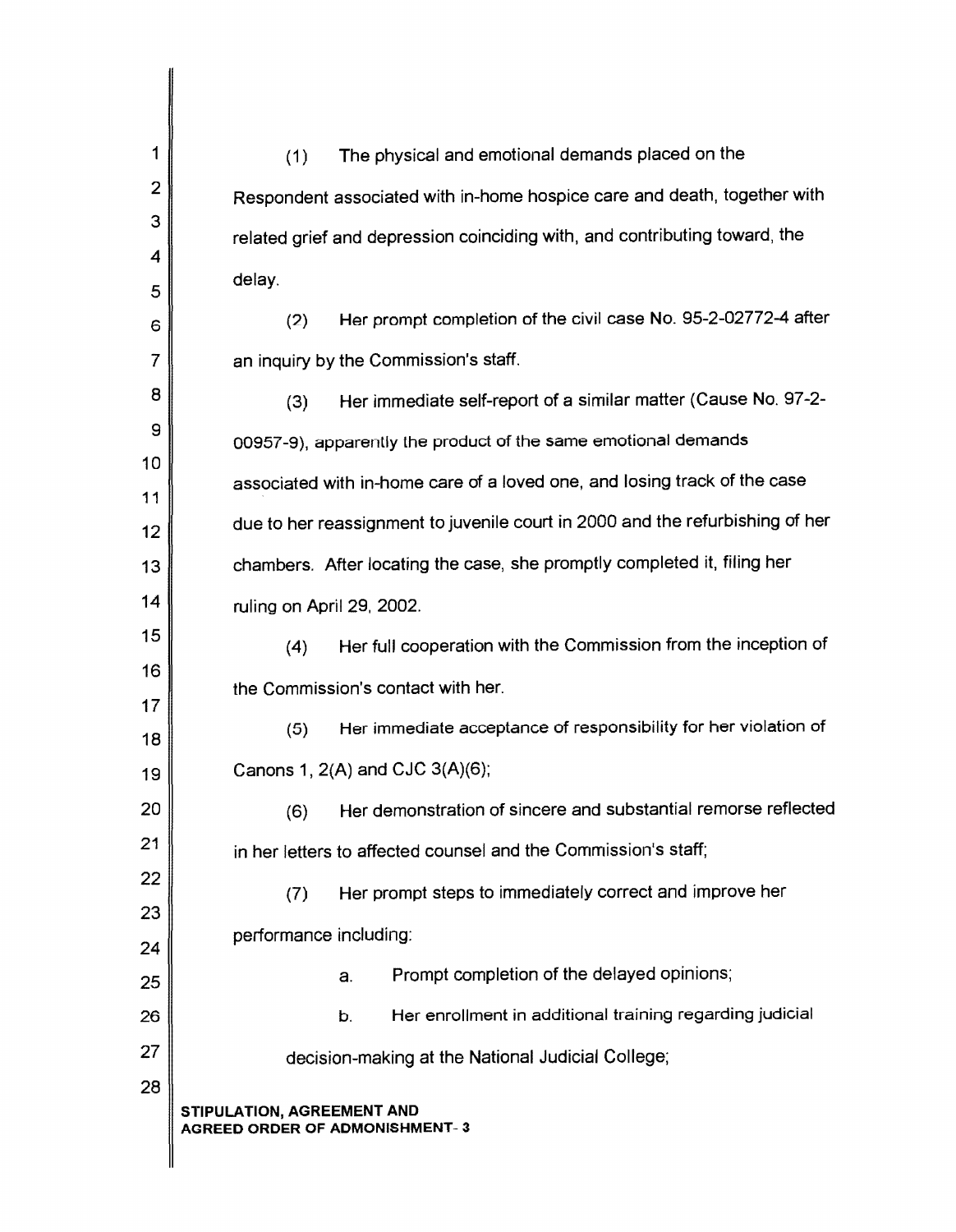(1) The physical and emotional demands placed on the Respondent associated with in-home hospice care and death, together with related grief and depression coinciding with, and contributing toward, the delay.

(2) Her prompt completion of the civil case No. 95-2-02772-4 after an inquiry by the Commission's staff.

(3) Her immediate self-report of a similar matter (Cause No. 97-2-00957-9), apparently the product of the same emotional demands associated with in-home care of a loved one, and losing track of the case due to her reassignment to juvenile court in 2000 and the refurbishing of her chambers. After locating the case, she promptly completed it, filing her ruling on April 29, 2002.

(4) Her full cooperation with the Commission from the inception of the Commission's contact with her.

(5) Her immediate acceptance of responsibility for her violation of Canons 1, 2(A) and CJC 3(A)(6);

(6) Her demonstration of sincere and substantial remorse reflected in her letters to affected counsel and the Commission's staff;

(7) Her prompt steps to immediately correct and improve her performance including:

a. Prompt completion of the delayed opinions;

b. Her enrollment in additional training regarding judicial decision-making at the National Judicial College;

**STIPULATION, AGREEMENT AND AGREED ORDER OF ADMONISHMENT- 3**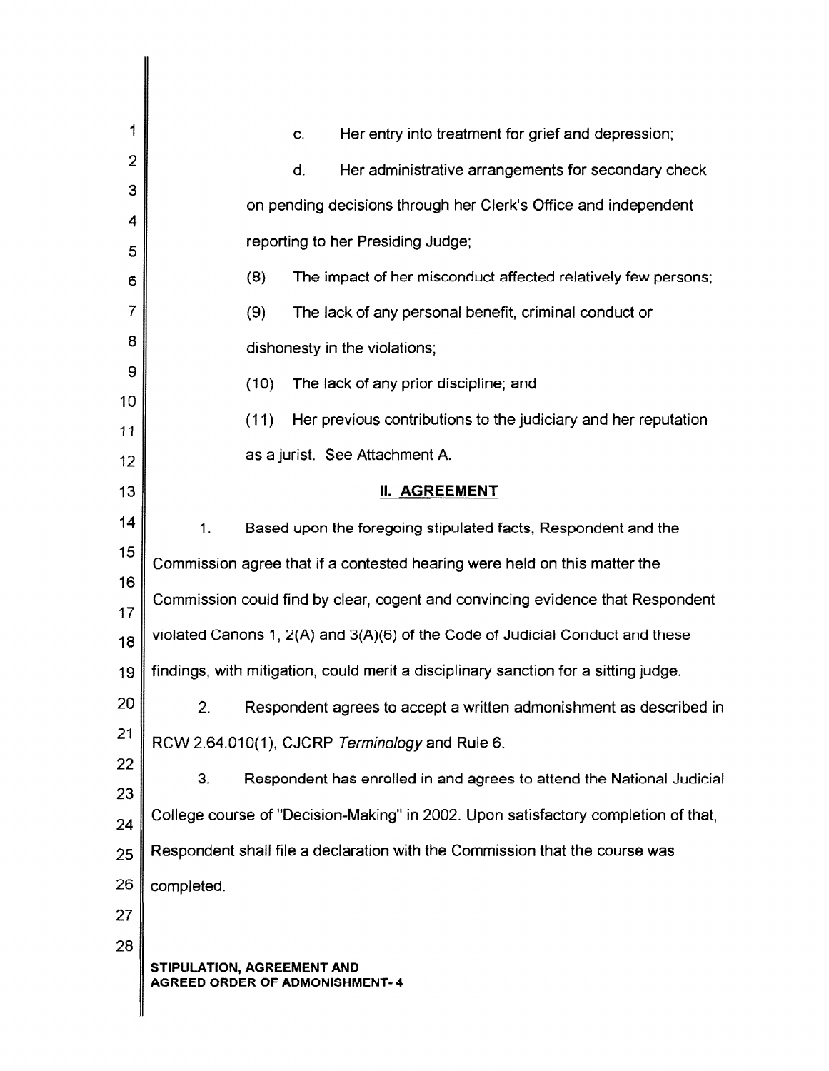c. Her entry into treatment for grief and depression;

d. Her administrative arrangements for secondary check on pending decisions through her Clerk's Office and independent reporting to her Presiding Judge;

(8) The impact of her misconduct affected relatively few persons;

(9) The lack of any personal benefit, criminal conduct or dishonesty in the violations;

(10) The lack of any prior discipline; and

(11) Her previous contributions to the judiciary and her reputation as a jurist. See Attachment A.

## II. AGREEMENT

1. Based upon the foregoing stipulated facts, Respondent and the Commission agree that if a contested hearing were held on this matter the Commission could find by clear, cogent and convincing evidence that Respondent violated Canons 1, 2(A) and 3(A)(6) of the Code of Judicial Conduct and these findings, with mitigation, could merit a disciplinary sanction for a sitting judge.

2. Respondent agrees to accept a written admonishment as described in RCW 2.64.010(1), CJCRP *Terminology* and Rule 6.

3. Respondent has enrolled in and agrees to attend the National Judicial College course of "Decision-Making" in 2002. Upon satisfactory completion of that, Respondent shall file a declaration with the Commission that the course was completed.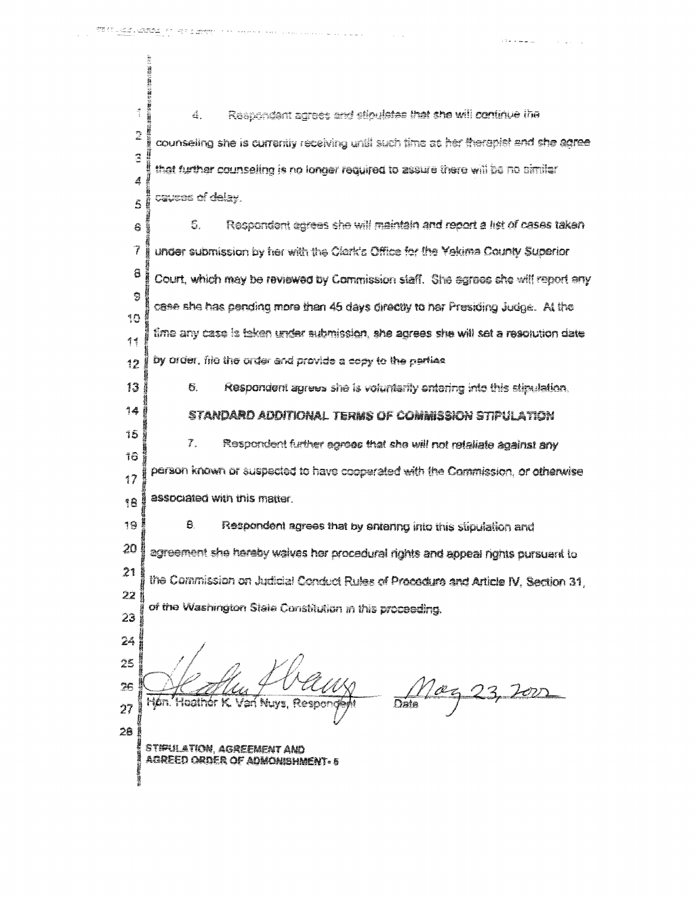4. Respondent agrees and stipulates that she will continue the counseling she is currently receiving until such time as her therapist and she agree that further counseling is no longer required to assure there will be no similar causes of delay.

5. Respondent agrees she will maintain and report a list of cases taken under submission by her with the Clerk's Office for the Yakima County Superior Court, which may be reviewed by Commission staff. She agrees she will report any case she has pending more than 45 days directly to her Presiding Judge. At the time any case is taken under submission, she agrees she will set a resolution date by order, file the order and provide a copy to the parties.

6. Respondent agrees she is voluntarily entering into this stipulation.

***STANDARD ADDITIONAL TERMS OF COMMISSION STIPULATION***

7. Respondent further agrees that she will not retaliate against any person known or suspected to have cooperated with the Commission, or otherwise associated with this matter.

8. Respondent agrees that by entering into this stipulation and agreement she hereby waives her procedural rights and appeal rights pursuant to the Commission on Judicial Conduct Rules of Procedure and Article IV, Section 31, of the Washington State Constitution in this proceeding.

Hon. Heather K. Van Nuys, Respondent — Date: May 23, 2012

**STIPULATION, AGREEMENT AND AGREED ORDER OF ADMONISHMENT- 5**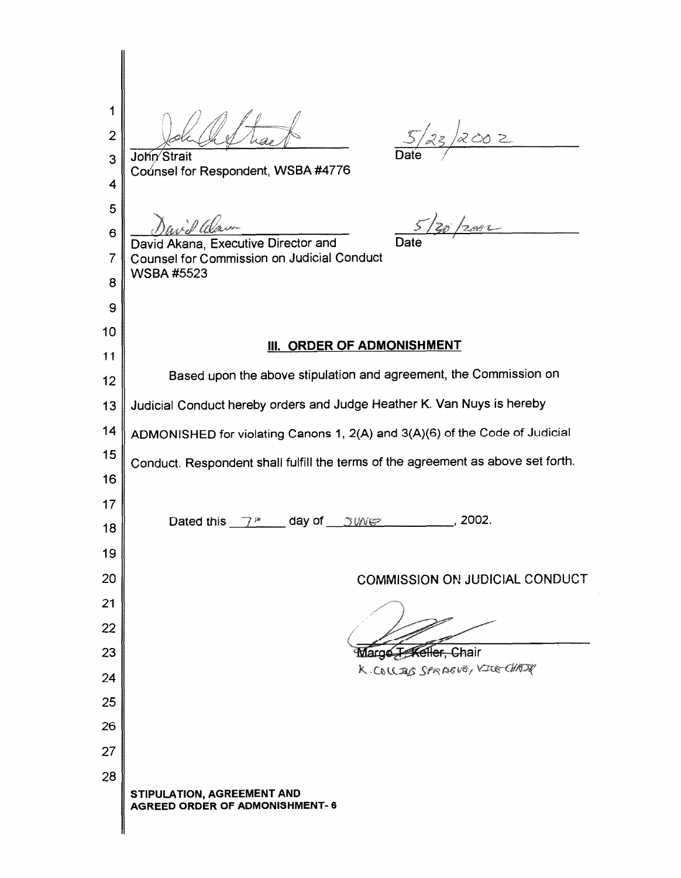John Strait
Counsel for Respondent, WSBA #4776

Date: 5/23/2002

David Akana, Executive Director and
Counsel for Commission on Judicial Conduct
WSBA #5523

Date: 5/20/2002

## III. ORDER OF ADMONISHMENT

Based upon the above stipulation and agreement, the Commission on Judicial Conduct hereby orders and Judge Heather K. Van Nuys is hereby ADMONISHED for violating Canons 1, 2(A) and 3(A)(6) of the Code of Judicial Conduct. Respondent shall fulfill the terms of the agreement as above set forth.

Dated this 7th day of June, 2002.

COMMISSION ON JUDICIAL CONDUCT

~~Margo T. Keller, Chair~~
K. Collins Sprague, Vice Chair

**STIPULATION, AGREEMENT AND AGREED ORDER OF ADMONISHMENT- 6**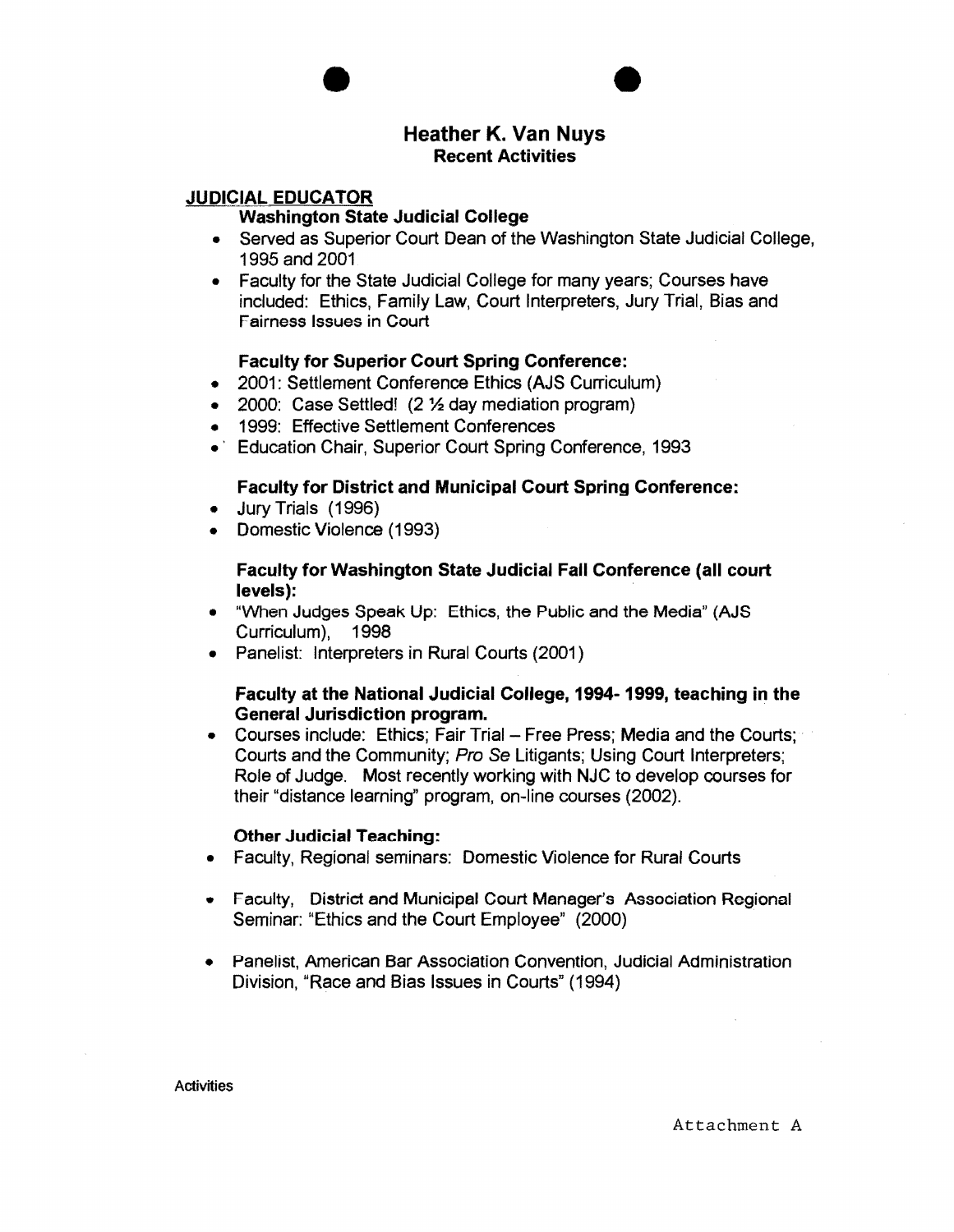# Heather K. Van Nuys
## Recent Activities

### JUDICIAL EDUCATOR

**Washington State Judicial College**

- Served as Superior Court Dean of the Washington State Judicial College, 1995 and 2001
- Faculty for the State Judicial College for many years; Courses have included: Ethics, Family Law, Court Interpreters, Jury Trial, Bias and Fairness Issues in Court

**Faculty for Superior Court Spring Conference:**

- 2001: Settlement Conference Ethics (AJS Curriculum)
- 2000: Case Settled! (2 ½ day mediation program)
- 1999: Effective Settlement Conferences
- Education Chair, Superior Court Spring Conference, 1993

**Faculty for District and Municipal Court Spring Conference:**

- Jury Trials (1996)
- Domestic Violence (1993)

**Faculty for Washington State Judicial Fall Conference (all court levels):**

- "When Judges Speak Up: Ethics, the Public and the Media" (AJS Curriculum), 1998
- Panelist: Interpreters in Rural Courts (2001)

**Faculty at the National Judicial College, 1994- 1999, teaching in the General Jurisdiction program.**

- Courses include: Ethics; Fair Trial – Free Press; Media and the Courts; Courts and the Community; *Pro Se* Litigants; Using Court Interpreters; Role of Judge. Most recently working with NJC to develop courses for their "distance learning" program, on-line courses (2002).

**Other Judicial Teaching:**

- Faculty, Regional seminars: Domestic Violence for Rural Courts
- Faculty, District and Municipal Court Manager's Association Regional Seminar: "Ethics and the Court Employee" (2000)
- Panelist, American Bar Association Convention, Judicial Administration Division, "Race and Bias Issues in Courts" (1994)

Activities

Attachment A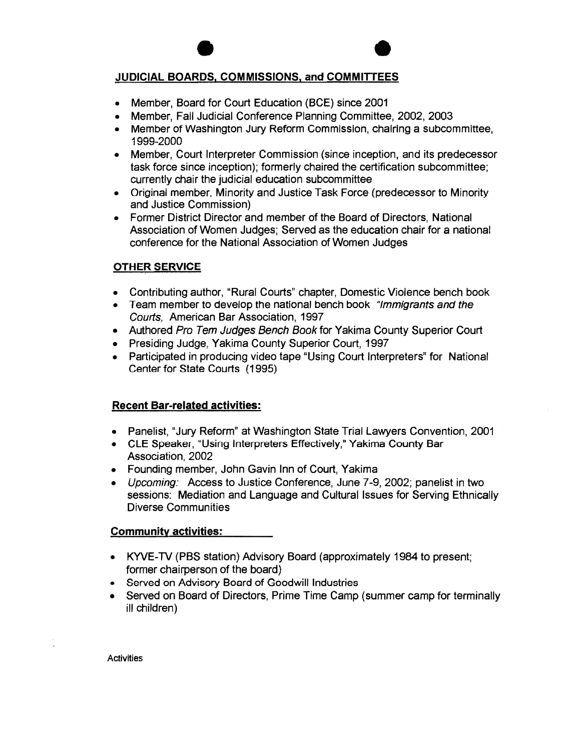## JUDICIAL BOARDS, COMMISSIONS, and COMMITTEES

- Member, Board for Court Education (BCE) since 2001
- Member, Fall Judicial Conference Planning Committee, 2002, 2003
- Member of Washington Jury Reform Commission, chairing a subcommittee, 1999-2000
- Member, Court Interpreter Commission (since inception, and its predecessor task force since inception); formerly chaired the certification subcommittee; currently chair the judicial education subcommittee
- Original member, Minority and Justice Task Force (predecessor to Minority and Justice Commission)
- Former District Director and member of the Board of Directors, National Association of Women Judges; Served as the education chair for a national conference for the National Association of Women Judges

## OTHER SERVICE

- Contributing author, "Rural Courts" chapter, Domestic Violence bench book
- Team member to develop the national bench book *"Immigrants and the Courts,* American Bar Association, 1997
- Authored *Pro Tem Judges Bench Book* for Yakima County Superior Court
- Presiding Judge, Yakima County Superior Court, 1997
- Participated in producing video tape "Using Court Interpreters" for National Center for State Courts (1995)

## Recent Bar-related activities:

- Panelist, "Jury Reform" at Washington State Trial Lawyers Convention, 2001
- CLE Speaker, "Using Interpreters Effectively," Yakima County Bar Association, 2002
- Founding member, John Gavin Inn of Court, Yakima
- *Upcoming:* Access to Justice Conference, June 7-9, 2002; panelist in two sessions: Mediation and Language and Cultural Issues for Serving Ethnically Diverse Communities

## Community activities:

- KYVE-TV (PBS station) Advisory Board (approximately 1984 to present; former chairperson of the board)
- Served on Advisory Board of Goodwill Industries
- Served on Board of Directors, Prime Time Camp (summer camp for terminally ill children)

Activities